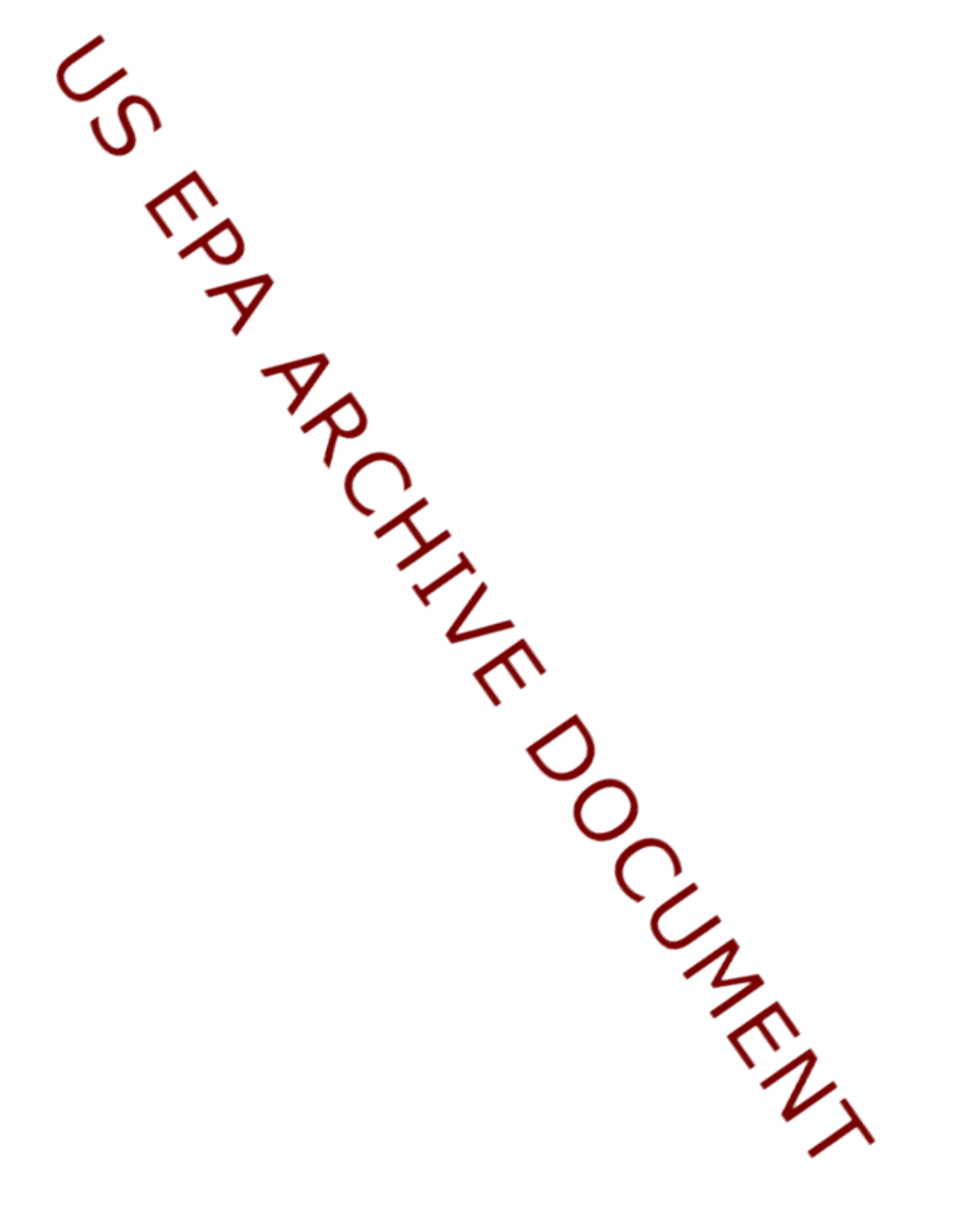US EPA ARCHIVE DOCUMENT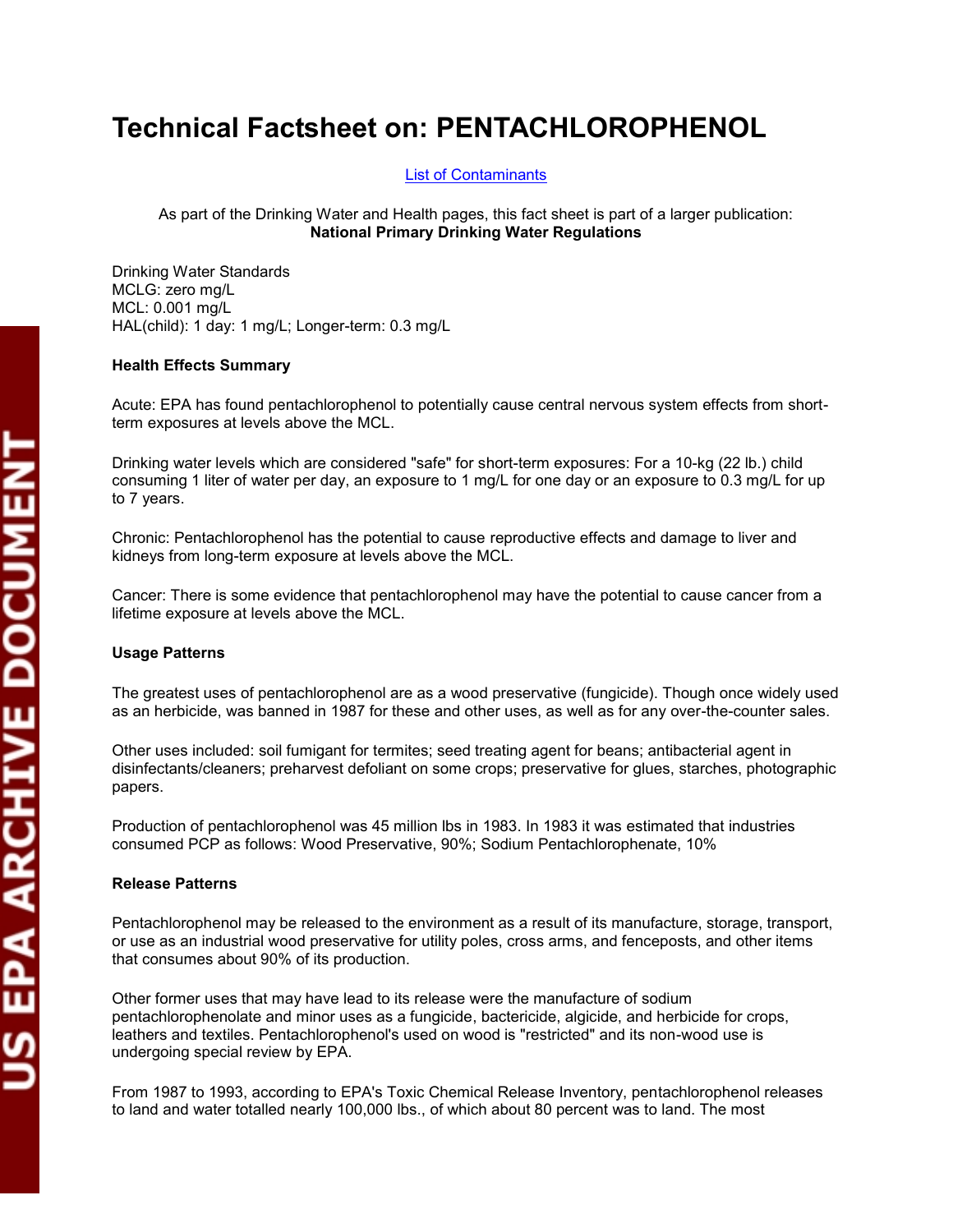# Technical Factsheet on: PENTACHLOROPHENOL

[List of Contaminants]

As part of the Drinking Water and Health pages, this fact sheet is part of a larger publication:
**National Primary Drinking Water Regulations**

Drinking Water Standards
MCLG: zero mg/L
MCL: 0.001 mg/L
HAL(child): 1 day: 1 mg/L; Longer-term: 0.3 mg/L

**Health Effects Summary**

Acute: EPA has found pentachlorophenol to potentially cause central nervous system effects from short-term exposures at levels above the MCL.

Drinking water levels which are considered "safe" for short-term exposures: For a 10-kg (22 lb.) child consuming 1 liter of water per day, an exposure to 1 mg/L for one day or an exposure to 0.3 mg/L for up to 7 years.

Chronic: Pentachlorophenol has the potential to cause reproductive effects and damage to liver and kidneys from long-term exposure at levels above the MCL.

Cancer: There is some evidence that pentachlorophenol may have the potential to cause cancer from a lifetime exposure at levels above the MCL.

**Usage Patterns**

The greatest uses of pentachlorophenol are as a wood preservative (fungicide). Though once widely used as an herbicide, was banned in 1987 for these and other uses, as well as for any over-the-counter sales.

Other uses included: soil fumigant for termites; seed treating agent for beans; antibacterial agent in disinfectants/cleaners; preharvest defoliant on some crops; preservative for glues, starches, photographic papers.

Production of pentachlorophenol was 45 million lbs in 1983. In 1983 it was estimated that industries consumed PCP as follows: Wood Preservative, 90%; Sodium Pentachlorophenate, 10%

**Release Patterns**

Pentachlorophenol may be released to the environment as a result of its manufacture, storage, transport, or use as an industrial wood preservative for utility poles, cross arms, and fenceposts, and other items that consumes about 90% of its production.

Other former uses that may have lead to its release were the manufacture of sodium pentachlorophenolate and minor uses as a fungicide, bactericide, algicide, and herbicide for crops, leathers and textiles. Pentachlorophenol's used on wood is "restricted" and its non-wood use is undergoing special review by EPA.

From 1987 to 1993, according to EPA's Toxic Chemical Release Inventory, pentachlorophenol releases to land and water totalled nearly 100,000 lbs., of which about 80 percent was to land. The most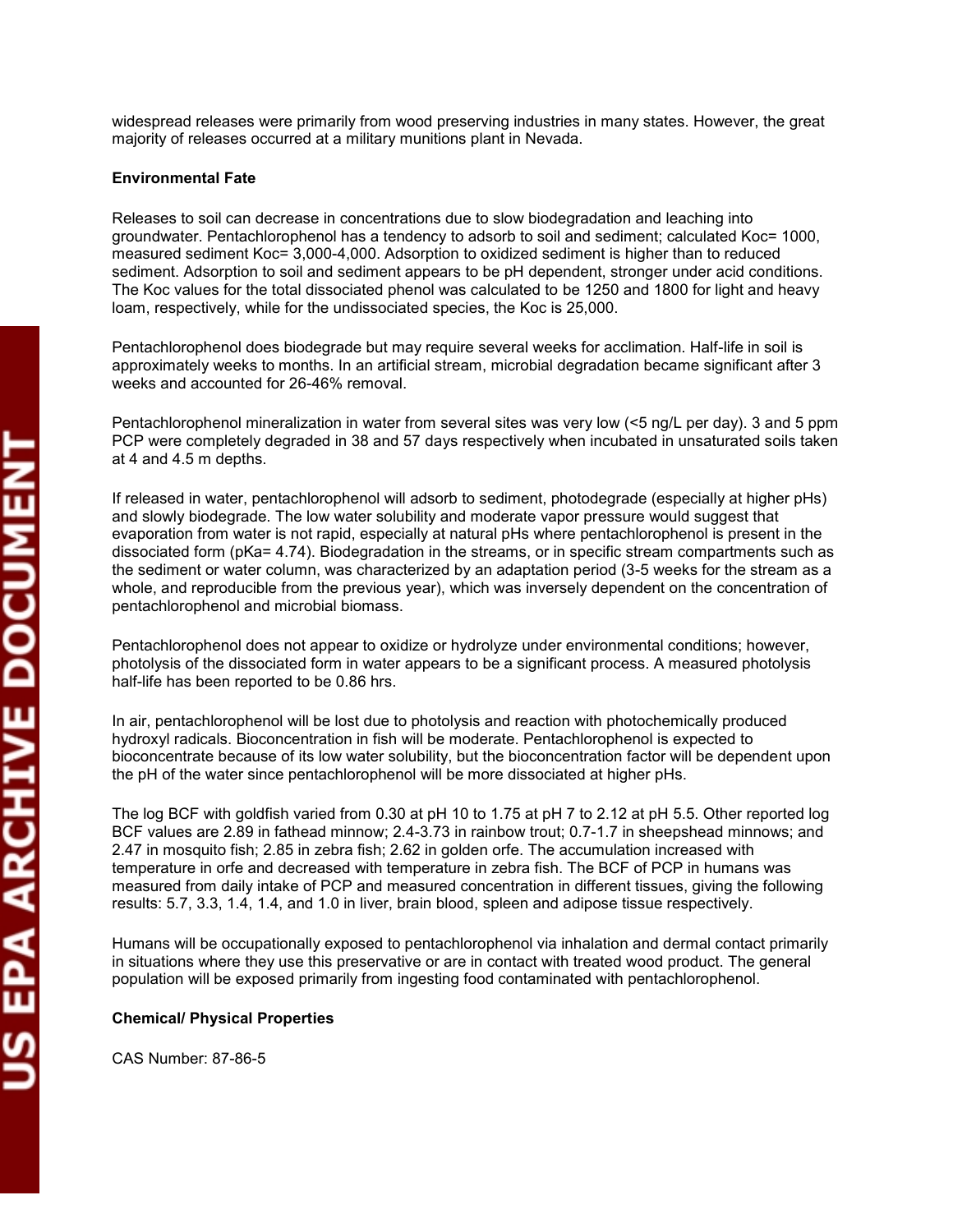widespread releases were primarily from wood preserving industries in many states. However, the great majority of releases occurred at a military munitions plant in Nevada.

**Environmental Fate**

Releases to soil can decrease in concentrations due to slow biodegradation and leaching into groundwater. Pentachlorophenol has a tendency to adsorb to soil and sediment; calculated Koc= 1000, measured sediment Koc= 3,000-4,000. Adsorption to oxidized sediment is higher than to reduced sediment. Adsorption to soil and sediment appears to be pH dependent, stronger under acid conditions. The Koc values for the total dissociated phenol was calculated to be 1250 and 1800 for light and heavy loam, respectively, while for the undissociated species, the Koc is 25,000.

Pentachlorophenol does biodegrade but may require several weeks for acclimation. Half-life in soil is approximately weeks to months. In an artificial stream, microbial degradation became significant after 3 weeks and accounted for 26-46% removal.

Pentachlorophenol mineralization in water from several sites was very low (<5 ng/L per day). 3 and 5 ppm PCP were completely degraded in 38 and 57 days respectively when incubated in unsaturated soils taken at 4 and 4.5 m depths.

If released in water, pentachlorophenol will adsorb to sediment, photodegrade (especially at higher pHs) and slowly biodegrade. The low water solubility and moderate vapor pressure would suggest that evaporation from water is not rapid, especially at natural pHs where pentachlorophenol is present in the dissociated form (pKa= 4.74). Biodegradation in the streams, or in specific stream compartments such as the sediment or water column, was characterized by an adaptation period (3-5 weeks for the stream as a whole, and reproducible from the previous year), which was inversely dependent on the concentration of pentachlorophenol and microbial biomass.

Pentachlorophenol does not appear to oxidize or hydrolyze under environmental conditions; however, photolysis of the dissociated form in water appears to be a significant process. A measured photolysis half-life has been reported to be 0.86 hrs.

In air, pentachlorophenol will be lost due to photolysis and reaction with photochemically produced hydroxyl radicals. Bioconcentration in fish will be moderate. Pentachlorophenol is expected to bioconcentrate because of its low water solubility, but the bioconcentration factor will be dependent upon the pH of the water since pentachlorophenol will be more dissociated at higher pHs.

The log BCF with goldfish varied from 0.30 at pH 10 to 1.75 at pH 7 to 2.12 at pH 5.5. Other reported log BCF values are 2.89 in fathead minnow; 2.4-3.73 in rainbow trout; 0.7-1.7 in sheepshead minnows; and 2.47 in mosquito fish; 2.85 in zebra fish; 2.62 in golden orfe. The accumulation increased with temperature in orfe and decreased with temperature in zebra fish. The BCF of PCP in humans was measured from daily intake of PCP and measured concentration in different tissues, giving the following results: 5.7, 3.3, 1.4, 1.4, and 1.0 in liver, brain blood, spleen and adipose tissue respectively.

Humans will be occupationally exposed to pentachlorophenol via inhalation and dermal contact primarily in situations where they use this preservative or are in contact with treated wood product. The general population will be exposed primarily from ingesting food contaminated with pentachlorophenol.

**Chemical/ Physical Properties**

CAS Number: 87-86-5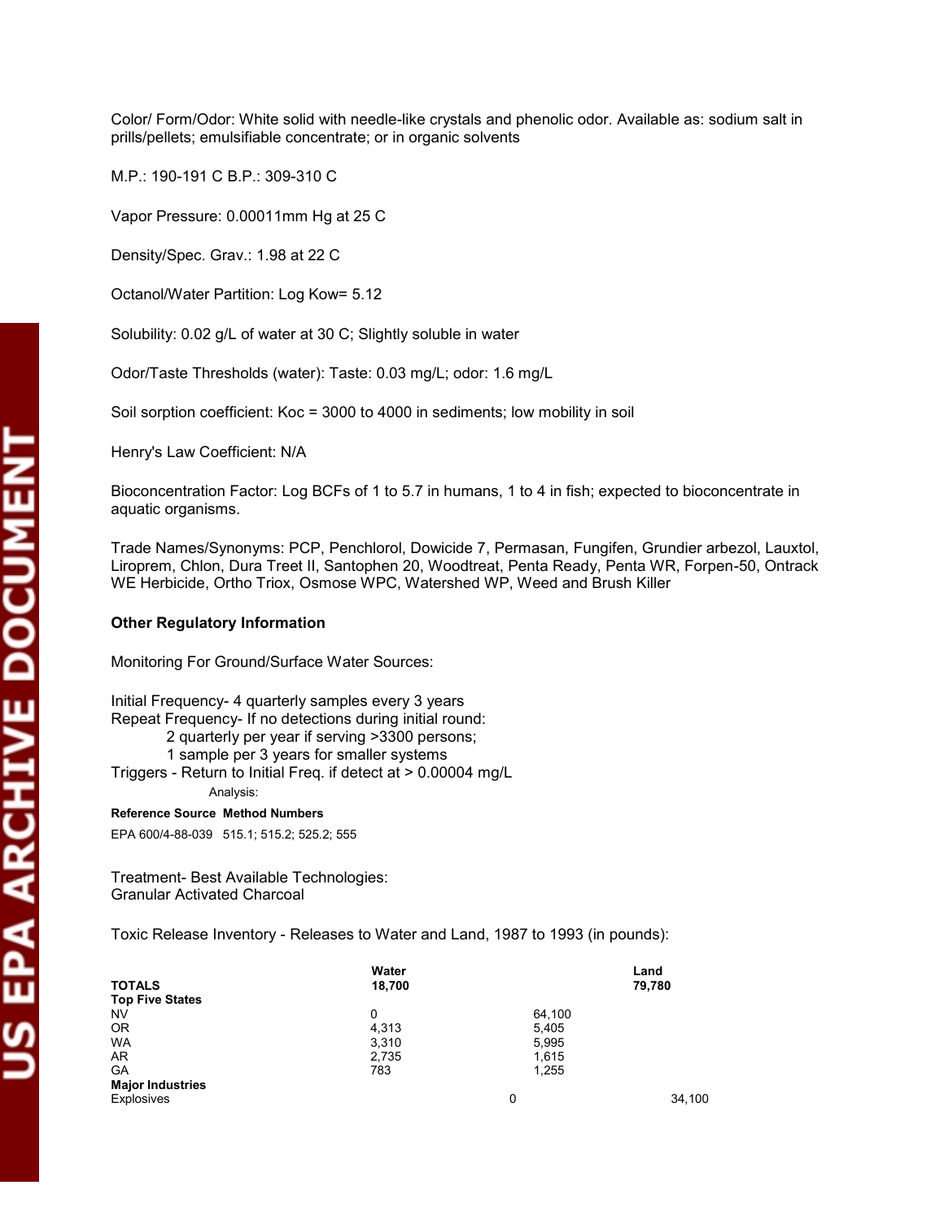Color/ Form/Odor: White solid with needle-like crystals and phenolic odor. Available as: sodium salt in prills/pellets; emulsifiable concentrate; or in organic solvents

M.P.: 190-191 C B.P.: 309-310 C

Vapor Pressure: 0.00011mm Hg at 25 C

Density/Spec. Grav.: 1.98 at 22 C

Octanol/Water Partition: Log Kow= 5.12

Solubility: 0.02 g/L of water at 30 C; Slightly soluble in water

Odor/Taste Thresholds (water): Taste: 0.03 mg/L; odor: 1.6 mg/L

Soil sorption coefficient: Koc = 3000 to 4000 in sediments; low mobility in soil

Henry's Law Coefficient: N/A

Bioconcentration Factor: Log BCFs of 1 to 5.7 in humans, 1 to 4 in fish; expected to bioconcentrate in aquatic organisms.

Trade Names/Synonyms: PCP, Penchlorol, Dowicide 7, Permasan, Fungifen, Grundier arbezol, Lauxtol, Liroprem, Chlon, Dura Treet II, Santophen 20, Woodtreat, Penta Ready, Penta WR, Forpen-50, Ontrack WE Herbicide, Ortho Triox, Osmose WPC, Watershed WP, Weed and Brush Killer

**Other Regulatory Information**

Monitoring For Ground/Surface Water Sources:

Initial Frequency- 4 quarterly samples every 3 years
Repeat Frequency- If no detections during initial round:
 2 quarterly per year if serving >3300 persons;
 1 sample per 3 years for smaller systems
Triggers - Return to Initial Freq. if detect at > 0.00004 mg/L

Analysis:

| Reference Source | Method Numbers |
|---|---|
| EPA 600/4-88-039 | 515.1; 515.2; 525.2; 555 |

Treatment- Best Available Technologies:
Granular Activated Charcoal

Toxic Release Inventory - Releases to Water and Land, 1987 to 1993 (in pounds):

| | Water | Land |
|---|---|---|
| **TOTALS** | **18,700** | **79,780** |
| **Top Five States** | | |
| NV | 0 | 64,100 |
| OR | 4,313 | 5,405 |
| WA | 3,310 | 5,995 |
| AR | 2,735 | 1,615 |
| GA | 783 | 1,255 |
| **Major Industries** | | |
| Explosives | 0 | 34,100 |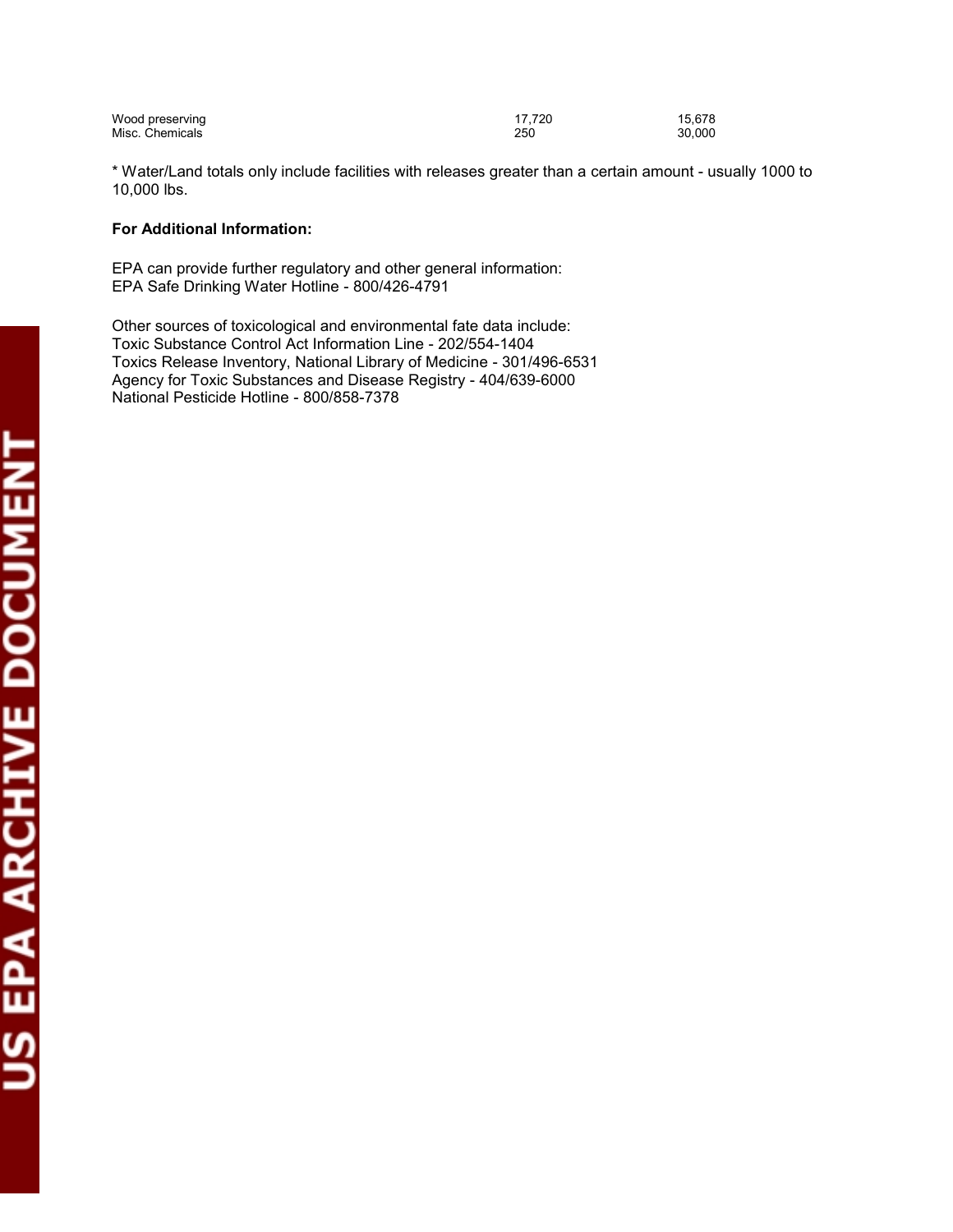| | | |
|---|---|---|
| Wood preserving | 17,720 | 15,678 |
| Misc. Chemicals | 250 | 30,000 |

* Water/Land totals only include facilities with releases greater than a certain amount - usually 1000 to 10,000 lbs.

**For Additional Information:**

EPA can provide further regulatory and other general information:
EPA Safe Drinking Water Hotline - 800/426-4791

Other sources of toxicological and environmental fate data include:
Toxic Substance Control Act Information Line - 202/554-1404
Toxics Release Inventory, National Library of Medicine - 301/496-6531
Agency for Toxic Substances and Disease Registry - 404/639-6000
National Pesticide Hotline - 800/858-7378